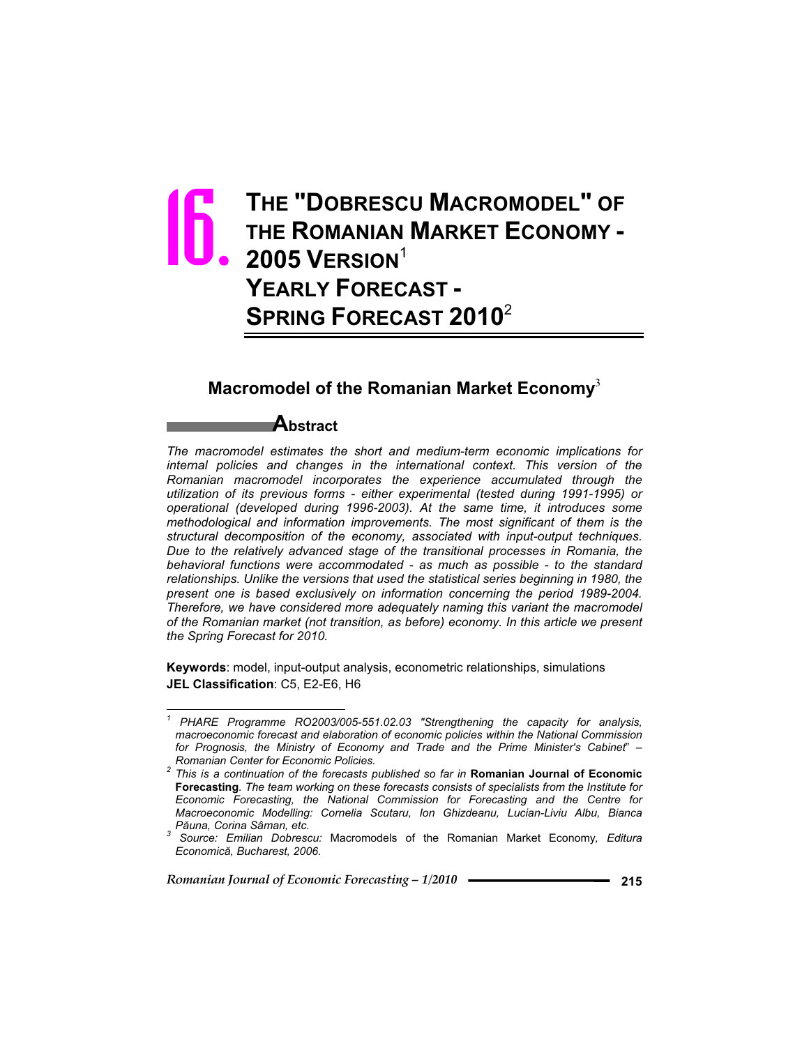# 16. THE "DOBRESCU MACROMODEL" OF THE ROMANIAN MARKET ECONOMY - 2005 VERSION[1] YEARLY FORECAST - SPRING FORECAST 2010[2]

## Macromodel of the Romanian Market Economy[3]

### Abstract

*The macromodel estimates the short and medium-term economic implications for internal policies and changes in the international context. This version of the Romanian macromodel incorporates the experience accumulated through the utilization of its previous forms - either experimental (tested during 1991-1995) or operational (developed during 1996-2003). At the same time, it introduces some methodological and information improvements. The most significant of them is the structural decomposition of the economy, associated with input-output techniques. Due to the relatively advanced stage of the transitional processes in Romania, the behavioral functions were accommodated - as much as possible - to the standard relationships. Unlike the versions that used the statistical series beginning in 1980, the present one is based exclusively on information concerning the period 1989-2004. Therefore, we have considered more adequately naming this variant the macromodel of the Romanian market (not transition, as before) economy. In this article we present the Spring Forecast for 2010.*

**Keywords**: model, input-output analysis, econometric relationships, simulations
**JEL Classification**: C5, E2-E6, H6

---

[1] *PHARE Programme RO2003/005-551.02.03 "Strengthening the capacity for analysis, macroeconomic forecast and elaboration of economic policies within the National Commission for Prognosis, the Ministry of Economy and Trade and the Prime Minister's Cabinet" – Romanian Center for Economic Policies.*

[2] *This is a continuation of the forecasts published so far in* **Romanian Journal of Economic Forecasting***. The team working on these forecasts consists of specialists from the Institute for Economic Forecasting, the National Commission for Forecasting and the Centre for Macroeconomic Modelling: Cornelia Scutaru, Ion Ghizdeanu, Lucian-Liviu Albu, Bianca Păuna, Corina Sâman, etc.*

[3] *Source: Emilian Dobrescu:* Macromodels of the Romanian Market Economy*, Editura Economică, Bucharest, 2006.*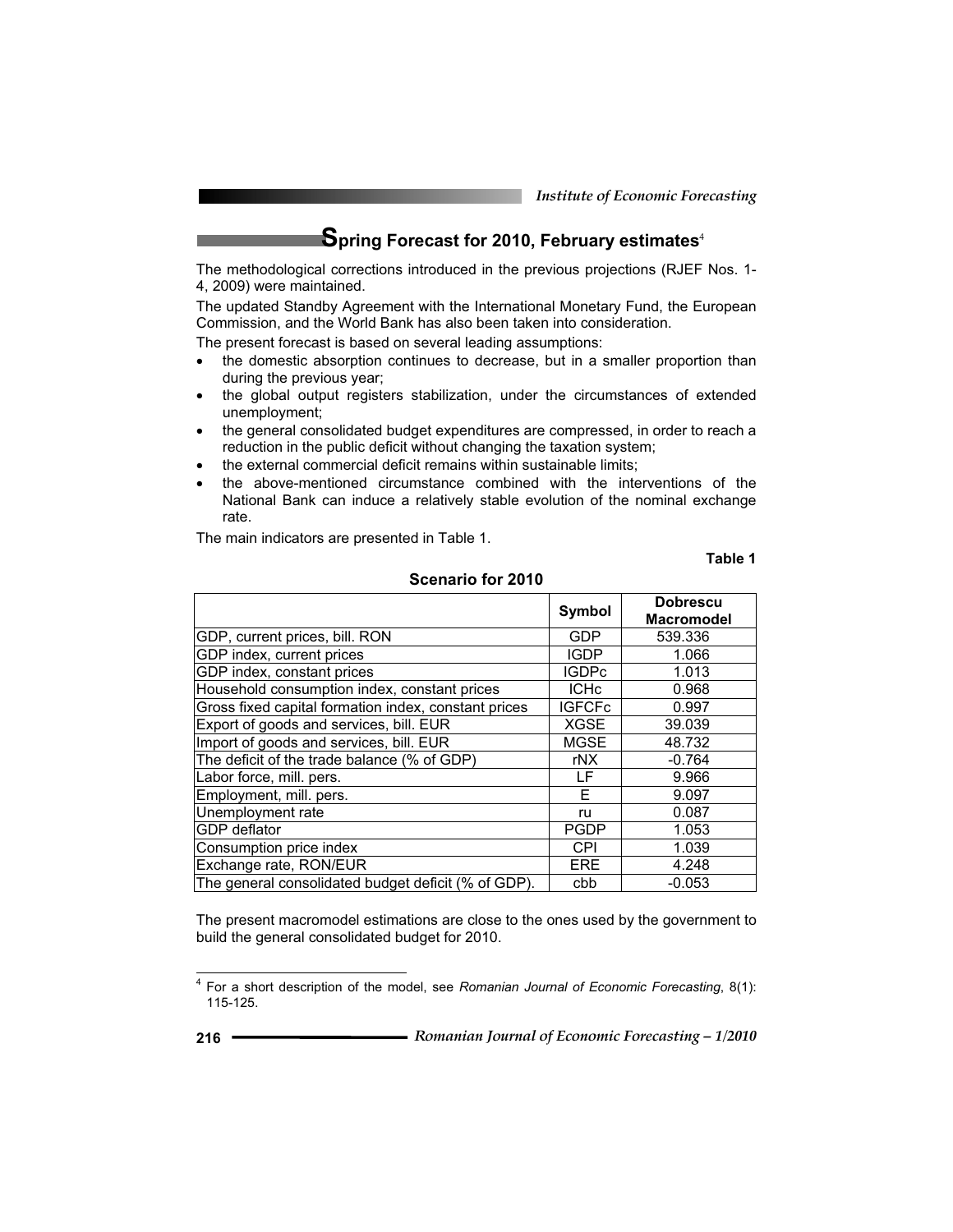## Spring Forecast for 2010, February estimates[4]

The methodological corrections introduced in the previous projections (RJEF Nos. 1-4, 2009) were maintained.

The updated Standby Agreement with the International Monetary Fund, the European Commission, and the World Bank has also been taken into consideration.

The present forecast is based on several leading assumptions:

- the domestic absorption continues to decrease, but in a smaller proportion than during the previous year;
- the global output registers stabilization, under the circumstances of extended unemployment;
- the general consolidated budget expenditures are compressed, in order to reach a reduction in the public deficit without changing the taxation system;
- the external commercial deficit remains within sustainable limits;
- the above-mentioned circumstance combined with the interventions of the National Bank can induce a relatively stable evolution of the nominal exchange rate.

The main indicators are presented in Table 1.

**Table 1**

**Scenario for 2010**

| | Symbol | Dobrescu Macromodel |
|---|---|---|
| GDP, current prices, bill. RON | GDP | 539.336 |
| GDP index, current prices | IGDP | 1.066 |
| GDP index, constant prices | IGDPc | 1.013 |
| Household consumption index, constant prices | ICHc | 0.968 |
| Gross fixed capital formation index, constant prices | IGFCFc | 0.997 |
| Export of goods and services, bill. EUR | XGSE | 39.039 |
| Import of goods and services, bill. EUR | MGSE | 48.732 |
| The deficit of the trade balance (% of GDP) | rNX | -0.764 |
| Labor force, mill. pers. | LF | 9.966 |
| Employment, mill. pers. | E | 9.097 |
| Unemployment rate | ru | 0.087 |
| GDP deflator | PGDP | 1.053 |
| Consumption price index | CPI | 1.039 |
| Exchange rate, RON/EUR | ERE | 4.248 |
| The general consolidated budget deficit (% of GDP). | cbb | -0.053 |

The present macromodel estimations are close to the ones used by the government to build the general consolidated budget for 2010.

[4] For a short description of the model, see *Romanian Journal of Economic Forecasting*, 8(1): 115-125.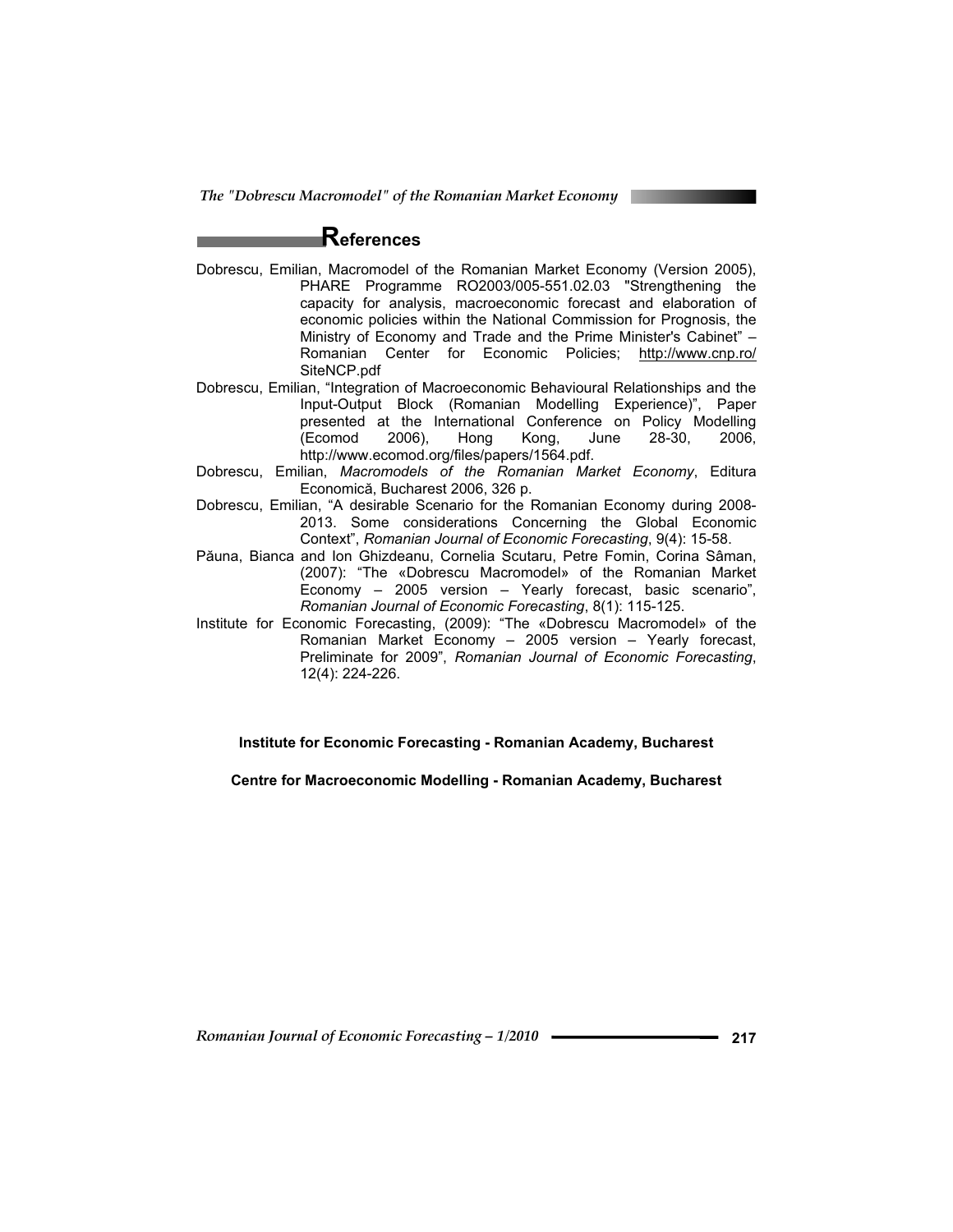## References

Dobrescu, Emilian, Macromodel of the Romanian Market Economy (Version 2005), PHARE Programme RO2003/005-551.02.03 "Strengthening the capacity for analysis, macroeconomic forecast and elaboration of economic policies within the National Commission for Prognosis, the Ministry of Economy and Trade and the Prime Minister's Cabinet" – Romanian Center for Economic Policies; http://www.cnp.ro/SiteNCP.pdf

Dobrescu, Emilian, "Integration of Macroeconomic Behavioural Relationships and the Input-Output Block (Romanian Modelling Experience)", Paper presented at the International Conference on Policy Modelling (Ecomod 2006), Hong Kong, June 28-30, 2006, http://www.ecomod.org/files/papers/1564.pdf.

Dobrescu, Emilian, *Macromodels of the Romanian Market Economy*, Editura Economică, Bucharest 2006, 326 p.

Dobrescu, Emilian, "A desirable Scenario for the Romanian Economy during 2008-2013. Some considerations Concerning the Global Economic Context", *Romanian Journal of Economic Forecasting*, 9(4): 15-58.

Păuna, Bianca and Ion Ghizdeanu, Cornelia Scutaru, Petre Fomin, Corina Sâman, (2007): "The «Dobrescu Macromodel» of the Romanian Market Economy – 2005 version – Yearly forecast, basic scenario", *Romanian Journal of Economic Forecasting*, 8(1): 115-125.

Institute for Economic Forecasting, (2009): "The «Dobrescu Macromodel» of the Romanian Market Economy – 2005 version – Yearly forecast, Preliminate for 2009", *Romanian Journal of Economic Forecasting*, 12(4): 224-226.

**Institute for Economic Forecasting - Romanian Academy, Bucharest**

**Centre for Macroeconomic Modelling - Romanian Academy, Bucharest**